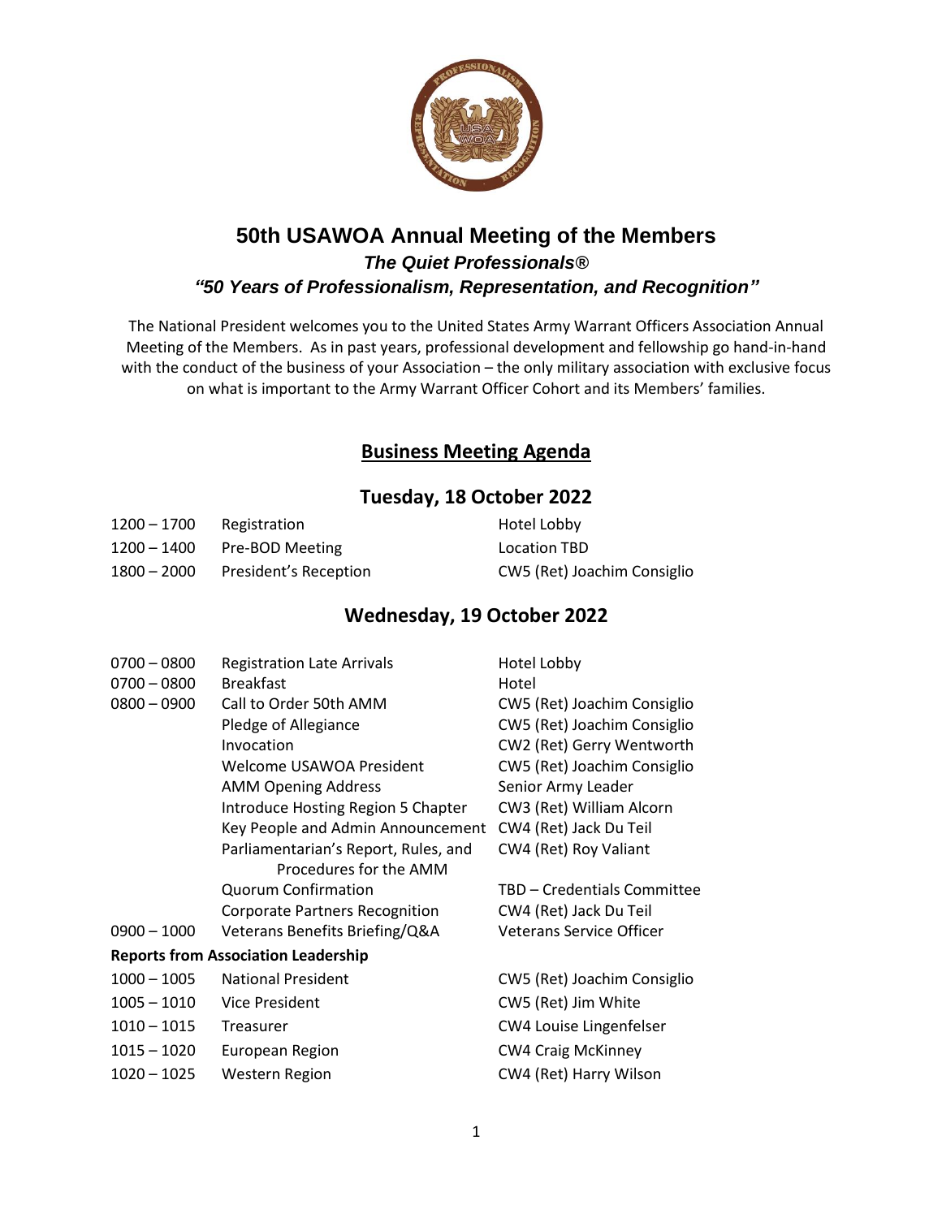# 50th USAWOA Annual Meeting of the Members

### *The Quiet Professionals®*

### *"50 Years of Professionalism, Representation, and Recognition"*

The National President welcomes you to the United States Army Warrant Officers Association Annual Meeting of the Members. As in past years, professional development and fellowship go hand-in-hand with the conduct of the business of your Association – the only military association with exclusive focus on what is important to the Army Warrant Officer Cohort and its Members' families.

## Business Meeting Agenda

### Tuesday, 18 October 2022

| | | |
|---|---|---|
| 1200 – 1700 | Registration | Hotel Lobby |
| 1200 – 1400 | Pre-BOD Meeting | Location TBD |
| 1800 – 2000 | President's Reception | CW5 (Ret) Joachim Consiglio |

### Wednesday, 19 October 2022

| | | |
|---|---|---|
| 0700 – 0800 | Registration Late Arrivals | Hotel Lobby |
| 0700 – 0800 | Breakfast | Hotel |
| 0800 – 0900 | Call to Order 50th AMM | CW5 (Ret) Joachim Consiglio |
| | Pledge of Allegiance | CW5 (Ret) Joachim Consiglio |
| | Invocation | CW2 (Ret) Gerry Wentworth |
| | Welcome USAWOA President | CW5 (Ret) Joachim Consiglio |
| | AMM Opening Address | Senior Army Leader |
| | Introduce Hosting Region 5 Chapter | CW3 (Ret) William Alcorn |
| | Key People and Admin Announcement | CW4 (Ret) Jack Du Teil |
| | Parliamentarian's Report, Rules, and Procedures for the AMM | CW4 (Ret) Roy Valiant |
| | Quorum Confirmation | TBD – Credentials Committee |
| | Corporate Partners Recognition | CW4 (Ret) Jack Du Teil |
| 0900 – 1000 | Veterans Benefits Briefing/Q&A | Veterans Service Officer |

**Reports from Association Leadership**

| | | |
|---|---|---|
| 1000 – 1005 | National President | CW5 (Ret) Joachim Consiglio |
| 1005 – 1010 | Vice President | CW5 (Ret) Jim White |
| 1010 – 1015 | Treasurer | CW4 Louise Lingenfelser |
| 1015 – 1020 | European Region | CW4 Craig McKinney |
| 1020 – 1025 | Western Region | CW4 (Ret) Harry Wilson |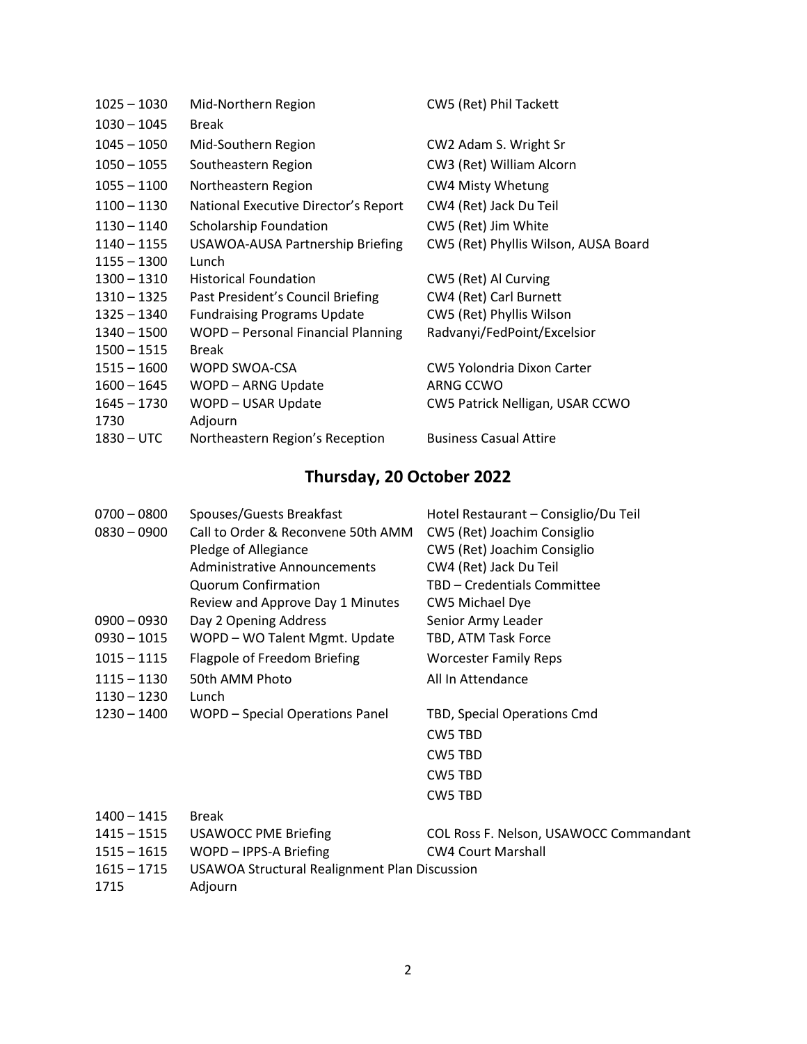| | | |
|---|---|---|
| 1025 – 1030 | Mid-Northern Region | CW5 (Ret) Phil Tackett |
| 1030 – 1045 | Break | |
| 1045 – 1050 | Mid-Southern Region | CW2 Adam S. Wright Sr |
| 1050 – 1055 | Southeastern Region | CW3 (Ret) William Alcorn |
| 1055 – 1100 | Northeastern Region | CW4 Misty Whetung |
| 1100 – 1130 | National Executive Director's Report | CW4 (Ret) Jack Du Teil |
| 1130 – 1140 | Scholarship Foundation | CW5 (Ret) Jim White |
| 1140 – 1155 | USAWOA-AUSA Partnership Briefing | CW5 (Ret) Phyllis Wilson, AUSA Board |
| 1155 – 1300 | Lunch | |
| 1300 – 1310 | Historical Foundation | CW5 (Ret) Al Curving |
| 1310 – 1325 | Past President's Council Briefing | CW4 (Ret) Carl Burnett |
| 1325 – 1340 | Fundraising Programs Update | CW5 (Ret) Phyllis Wilson |
| 1340 – 1500 | WOPD – Personal Financial Planning | Radvanyi/FedPoint/Excelsior |
| 1500 – 1515 | Break | |
| 1515 – 1600 | WOPD SWOA-CSA | CW5 Yolondria Dixon Carter |
| 1600 – 1645 | WOPD – ARNG Update | ARNG CCWO |
| 1645 – 1730 | WOPD – USAR Update | CW5 Patrick Nelligan, USAR CCWO |
| 1730 | Adjourn | |
| 1830 – UTC | Northeastern Region's Reception | Business Casual Attire |

## Thursday, 20 October 2022

| | | |
|---|---|---|
| 0700 – 0800 | Spouses/Guests Breakfast | Hotel Restaurant – Consiglio/Du Teil |
| 0830 – 0900 | Call to Order & Reconvene 50th AMM | CW5 (Ret) Joachim Consiglio |
| | Pledge of Allegiance | CW5 (Ret) Joachim Consiglio |
| | Administrative Announcements | CW4 (Ret) Jack Du Teil |
| | Quorum Confirmation | TBD – Credentials Committee |
| | Review and Approve Day 1 Minutes | CW5 Michael Dye |
| 0900 – 0930 | Day 2 Opening Address | Senior Army Leader |
| 0930 – 1015 | WOPD – WO Talent Mgmt. Update | TBD, ATM Task Force |
| 1015 – 1115 | Flagpole of Freedom Briefing | Worcester Family Reps |
| 1115 – 1130 | 50th AMM Photo | All In Attendance |
| 1130 – 1230 | Lunch | |
| 1230 – 1400 | WOPD – Special Operations Panel | TBD, Special Operations Cmd |
| | | CW5 TBD |
| | | CW5 TBD |
| | | CW5 TBD |
| | | CW5 TBD |
| 1400 – 1415 | Break | |
| 1415 – 1515 | USAWOCC PME Briefing | COL Ross F. Nelson, USAWOCC Commandant |
| 1515 – 1615 | WOPD – IPPS-A Briefing | CW4 Court Marshall |
| 1615 – 1715 | USAWOA Structural Realignment Plan Discussion | |
| 1715 | Adjourn | |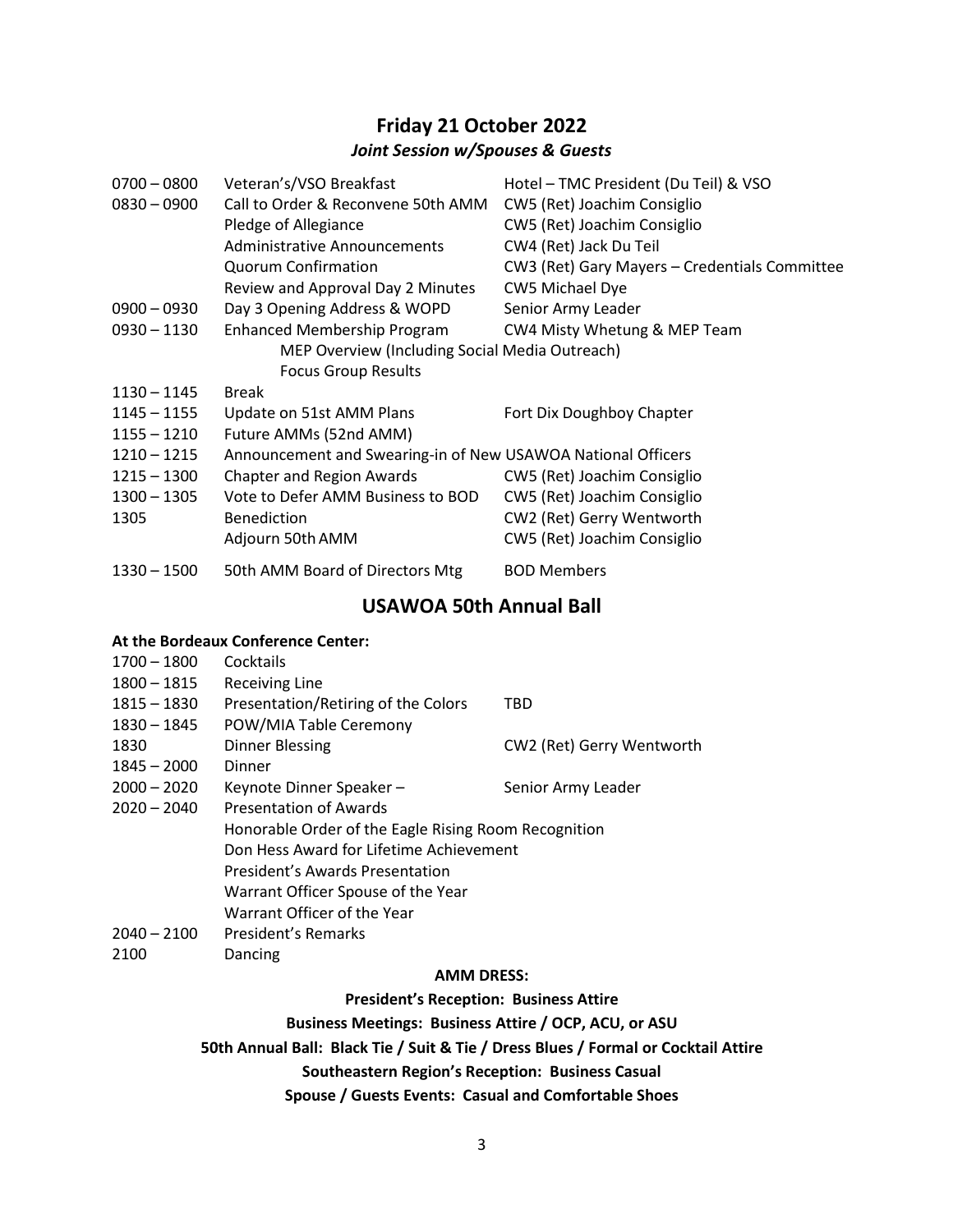## Friday 21 October 2022

### *Joint Session w/Spouses & Guests*

| | | |
|---|---|---|
| 0700 – 0800 | Veteran's/VSO Breakfast | Hotel – TMC President (Du Teil) & VSO |
| 0830 – 0900 | Call to Order & Reconvene 50th AMM | CW5 (Ret) Joachim Consiglio |
| | Pledge of Allegiance | CW5 (Ret) Joachim Consiglio |
| | Administrative Announcements | CW4 (Ret) Jack Du Teil |
| | Quorum Confirmation | CW3 (Ret) Gary Mayers – Credentials Committee |
| | Review and Approval Day 2 Minutes | CW5 Michael Dye |
| 0900 – 0930 | Day 3 Opening Address & WOPD | Senior Army Leader |
| 0930 – 1130 | Enhanced Membership Program | CW4 Misty Whetung & MEP Team |
| | MEP Overview (Including Social Media Outreach) | |
| | Focus Group Results | |
| 1130 – 1145 | Break | |
| 1145 – 1155 | Update on 51st AMM Plans | Fort Dix Doughboy Chapter |
| 1155 – 1210 | Future AMMs (52nd AMM) | |
| 1210 – 1215 | Announcement and Swearing-in of New USAWOA National Officers | |
| 1215 – 1300 | Chapter and Region Awards | CW5 (Ret) Joachim Consiglio |
| 1300 – 1305 | Vote to Defer AMM Business to BOD | CW5 (Ret) Joachim Consiglio |
| 1305 | Benediction | CW2 (Ret) Gerry Wentworth |
| | Adjourn 50th AMM | CW5 (Ret) Joachim Consiglio |
| 1330 – 1500 | 50th AMM Board of Directors Mtg | BOD Members |

## USAWOA 50th Annual Ball

**At the Bordeaux Conference Center:**

| | | |
|---|---|---|
| 1700 – 1800 | Cocktails | |
| 1800 – 1815 | Receiving Line | |
| 1815 – 1830 | Presentation/Retiring of the Colors | TBD |
| 1830 – 1845 | POW/MIA Table Ceremony | |
| 1830 | Dinner Blessing | CW2 (Ret) Gerry Wentworth |
| 1845 – 2000 | Dinner | |
| 2000 – 2020 | Keynote Dinner Speaker – | Senior Army Leader |
| 2020 – 2040 | Presentation of Awards | |
| | Honorable Order of the Eagle Rising Room Recognition | |
| | Don Hess Award for Lifetime Achievement | |
| | President's Awards Presentation | |
| | Warrant Officer Spouse of the Year | |
| | Warrant Officer of the Year | |
| 2040 – 2100 | President's Remarks | |
| 2100 | Dancing | |

**AMM DRESS:**

**President's Reception: Business Attire**

**Business Meetings: Business Attire / OCP, ACU, or ASU**

**50th Annual Ball: Black Tie / Suit & Tie / Dress Blues / Formal or Cocktail Attire**

**Southeastern Region's Reception: Business Casual**

**Spouse / Guests Events: Casual and Comfortable Shoes**